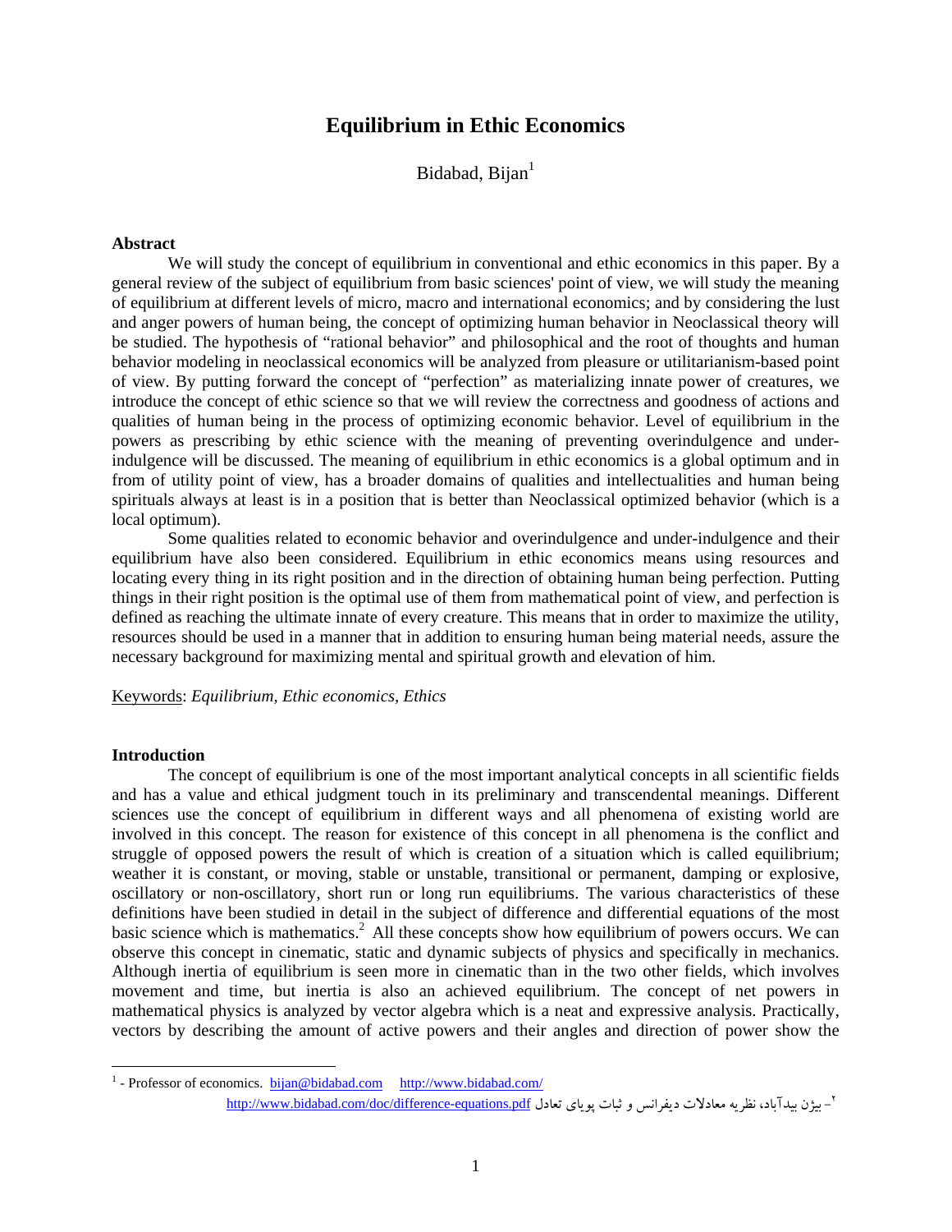# Equilibrium in Ethic Economics

Bidabad, Bijan[1]

**Abstract**

We will study the concept of equilibrium in conventional and ethic economics in this paper. By a general review of the subject of equilibrium from basic sciences' point of view, we will study the meaning of equilibrium at different levels of micro, macro and international economics; and by considering the lust and anger powers of human being, the concept of optimizing human behavior in Neoclassical theory will be studied. The hypothesis of "rational behavior" and philosophical and the root of thoughts and human behavior modeling in neoclassical economics will be analyzed from pleasure or utilitarianism-based point of view. By putting forward the concept of "perfection" as materializing innate power of creatures, we introduce the concept of ethic science so that we will review the correctness and goodness of actions and qualities of human being in the process of optimizing economic behavior. Level of equilibrium in the powers as prescribing by ethic science with the meaning of preventing overindulgence and under-indulgence will be discussed. The meaning of equilibrium in ethic economics is a global optimum and in from of utility point of view, has a broader domains of qualities and intellectualities and human being spirituals always at least is in a position that is better than Neoclassical optimized behavior (which is a local optimum).

Some qualities related to economic behavior and overindulgence and under-indulgence and their equilibrium have also been considered. Equilibrium in ethic economics means using resources and locating every thing in its right position and in the direction of obtaining human being perfection. Putting things in their right position is the optimal use of them from mathematical point of view, and perfection is defined as reaching the ultimate innate of every creature. This means that in order to maximize the utility, resources should be used in a manner that in addition to ensuring human being material needs, assure the necessary background for maximizing mental and spiritual growth and elevation of him.

Keywords: *Equilibrium, Ethic economics, Ethics*

**Introduction**

The concept of equilibrium is one of the most important analytical concepts in all scientific fields and has a value and ethical judgment touch in its preliminary and transcendental meanings. Different sciences use the concept of equilibrium in different ways and all phenomena of existing world are involved in this concept. The reason for existence of this concept in all phenomena is the conflict and struggle of opposed powers the result of which is creation of a situation which is called equilibrium; weather it is constant, or moving, stable or unstable, transitional or permanent, damping or explosive, oscillatory or non-oscillatory, short run or long run equilibriums. The various characteristics of these definitions have been studied in detail in the subject of difference and differential equations of the most basic science which is mathematics.[2] All these concepts show how equilibrium of powers occurs. We can observe this concept in cinematic, static and dynamic subjects of physics and specifically in mechanics. Although inertia of equilibrium is seen more in cinematic than in the two other fields, which involves movement and time, but inertia is also an achieved equilibrium. The concept of net powers in mathematical physics is analyzed by vector algebra which is a neat and expressive analysis. Practically, vectors by describing the amount of active powers and their angles and direction of power show the

---

[1] - Professor of economics. bijan@bidabad.com http://www.bidabad.com/

[2] - بیژن بیدآباد، نظریه معادلات دیفرانس و ثبات پویای تعادل http://www.bidabad.com/doc/difference-equations.pdf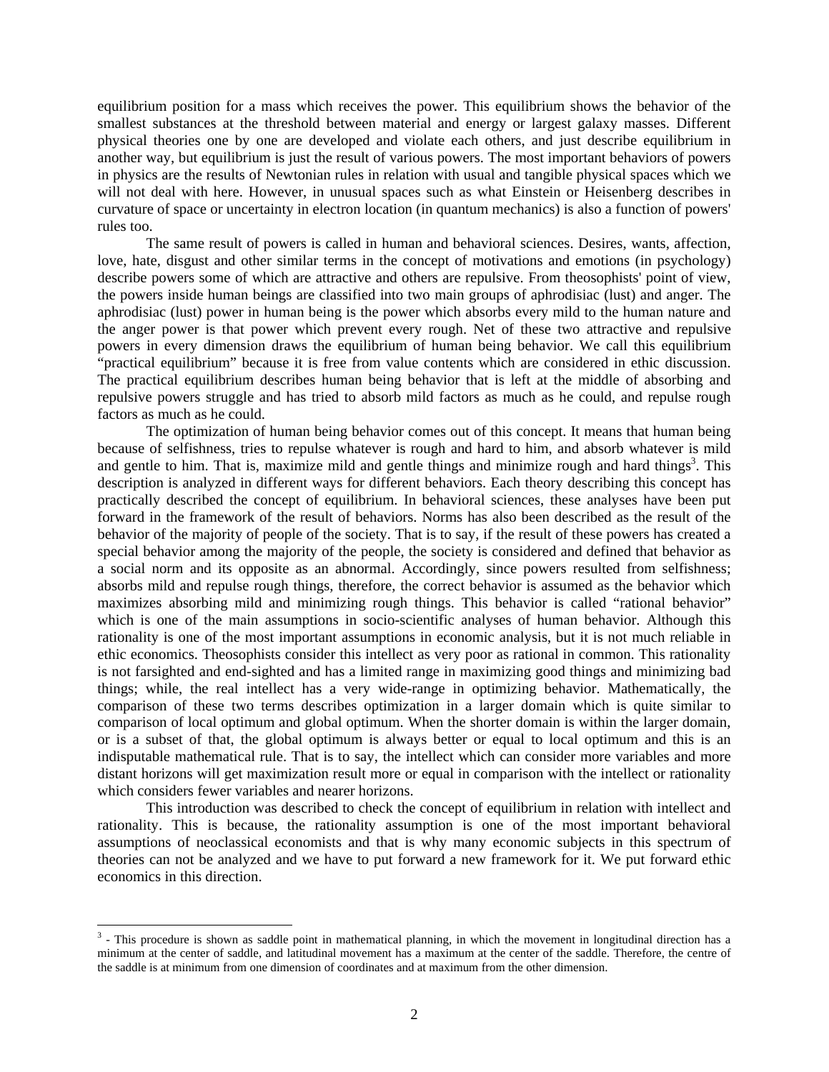equilibrium position for a mass which receives the power. This equilibrium shows the behavior of the smallest substances at the threshold between material and energy or largest galaxy masses. Different physical theories one by one are developed and violate each others, and just describe equilibrium in another way, but equilibrium is just the result of various powers. The most important behaviors of powers in physics are the results of Newtonian rules in relation with usual and tangible physical spaces which we will not deal with here. However, in unusual spaces such as what Einstein or Heisenberg describes in curvature of space or uncertainty in electron location (in quantum mechanics) is also a function of powers' rules too.

The same result of powers is called in human and behavioral sciences. Desires, wants, affection, love, hate, disgust and other similar terms in the concept of motivations and emotions (in psychology) describe powers some of which are attractive and others are repulsive. From theosophists' point of view, the powers inside human beings are classified into two main groups of aphrodisiac (lust) and anger. The aphrodisiac (lust) power in human being is the power which absorbs every mild to the human nature and the anger power is that power which prevent every rough. Net of these two attractive and repulsive powers in every dimension draws the equilibrium of human being behavior. We call this equilibrium "practical equilibrium" because it is free from value contents which are considered in ethic discussion. The practical equilibrium describes human being behavior that is left at the middle of absorbing and repulsive powers struggle and has tried to absorb mild factors as much as he could, and repulse rough factors as much as he could.

The optimization of human being behavior comes out of this concept. It means that human being because of selfishness, tries to repulse whatever is rough and hard to him, and absorb whatever is mild and gentle to him. That is, maximize mild and gentle things and minimize rough and hard things[3]. This description is analyzed in different ways for different behaviors. Each theory describing this concept has practically described the concept of equilibrium. In behavioral sciences, these analyses have been put forward in the framework of the result of behaviors. Norms has also been described as the result of the behavior of the majority of people of the society. That is to say, if the result of these powers has created a special behavior among the majority of the people, the society is considered and defined that behavior as a social norm and its opposite as an abnormal. Accordingly, since powers resulted from selfishness; absorbs mild and repulse rough things, therefore, the correct behavior is assumed as the behavior which maximizes absorbing mild and minimizing rough things. This behavior is called "rational behavior" which is one of the main assumptions in socio-scientific analyses of human behavior. Although this rationality is one of the most important assumptions in economic analysis, but it is not much reliable in ethic economics. Theosophists consider this intellect as very poor as rational in common. This rationality is not farsighted and end-sighted and has a limited range in maximizing good things and minimizing bad things; while, the real intellect has a very wide-range in optimizing behavior. Mathematically, the comparison of these two terms describes optimization in a larger domain which is quite similar to comparison of local optimum and global optimum. When the shorter domain is within the larger domain, or is a subset of that, the global optimum is always better or equal to local optimum and this is an indisputable mathematical rule. That is to say, the intellect which can consider more variables and more distant horizons will get maximization result more or equal in comparison with the intellect or rationality which considers fewer variables and nearer horizons.

This introduction was described to check the concept of equilibrium in relation with intellect and rationality. This is because, the rationality assumption is one of the most important behavioral assumptions of neoclassical economists and that is why many economic subjects in this spectrum of theories can not be analyzed and we have to put forward a new framework for it. We put forward ethic economics in this direction.

---

[3] - This procedure is shown as saddle point in mathematical planning, in which the movement in longitudinal direction has a minimum at the center of saddle, and latitudinal movement has a maximum at the center of the saddle. Therefore, the centre of the saddle is at minimum from one dimension of coordinates and at maximum from the other dimension.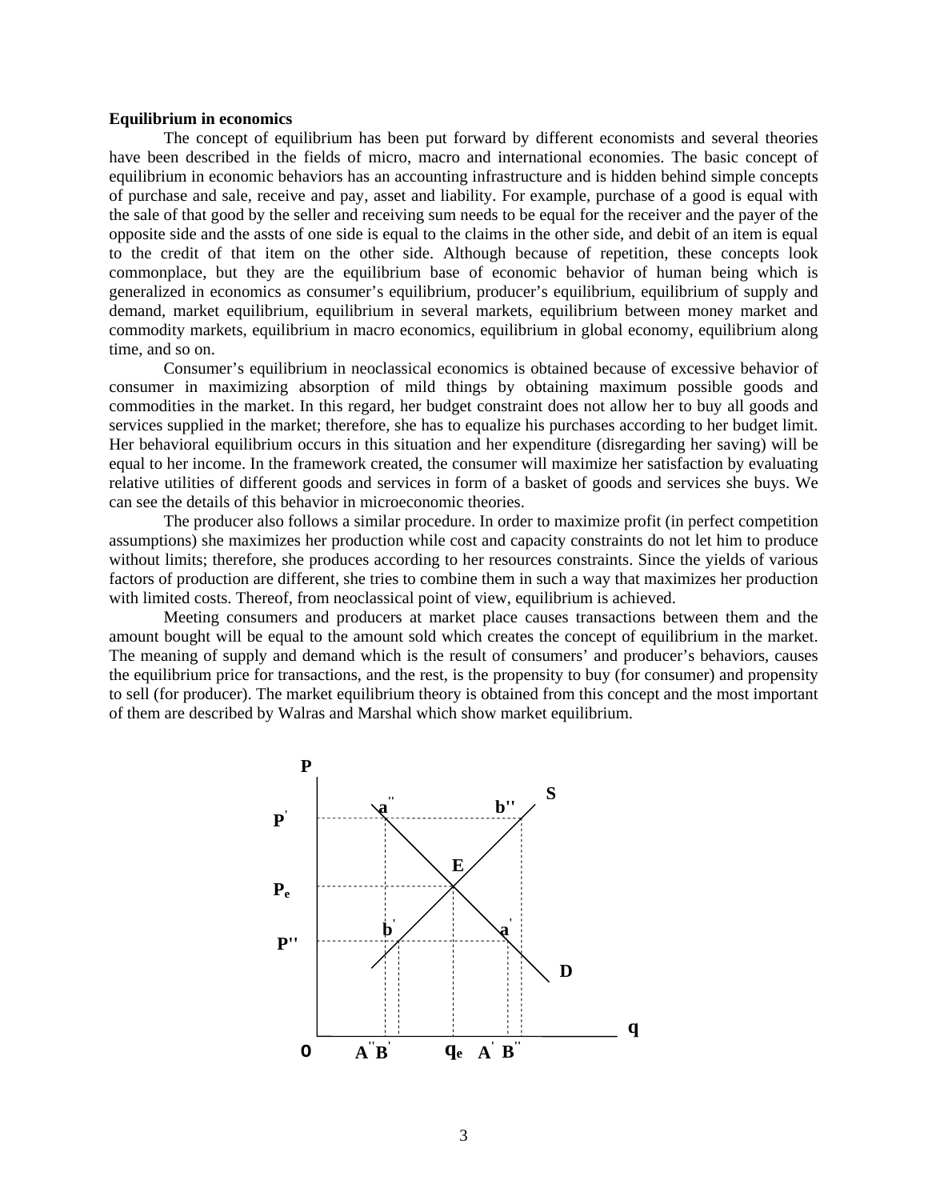**Equilibrium in economics**

The concept of equilibrium has been put forward by different economists and several theories have been described in the fields of micro, macro and international economies. The basic concept of equilibrium in economic behaviors has an accounting infrastructure and is hidden behind simple concepts of purchase and sale, receive and pay, asset and liability. For example, purchase of a good is equal with the sale of that good by the seller and receiving sum needs to be equal for the receiver and the payer of the opposite side and the assts of one side is equal to the claims in the other side, and debit of an item is equal to the credit of that item on the other side. Although because of repetition, these concepts look commonplace, but they are the equilibrium base of economic behavior of human being which is generalized in economics as consumer's equilibrium, producer's equilibrium, equilibrium of supply and demand, market equilibrium, equilibrium in several markets, equilibrium between money market and commodity markets, equilibrium in macro economics, equilibrium in global economy, equilibrium along time, and so on.

Consumer's equilibrium in neoclassical economics is obtained because of excessive behavior of consumer in maximizing absorption of mild things by obtaining maximum possible goods and commodities in the market. In this regard, her budget constraint does not allow her to buy all goods and services supplied in the market; therefore, she has to equalize his purchases according to her budget limit. Her behavioral equilibrium occurs in this situation and her expenditure (disregarding her saving) will be equal to her income. In the framework created, the consumer will maximize her satisfaction by evaluating relative utilities of different goods and services in form of a basket of goods and services she buys. We can see the details of this behavior in microeconomic theories.

The producer also follows a similar procedure. In order to maximize profit (in perfect competition assumptions) she maximizes her production while cost and capacity constraints do not let him to produce without limits; therefore, she produces according to her resources constraints. Since the yields of various factors of production are different, she tries to combine them in such a way that maximizes her production with limited costs. Thereof, from neoclassical point of view, equilibrium is achieved.

Meeting consumers and producers at market place causes transactions between them and the amount bought will be equal to the amount sold which creates the concept of equilibrium in the market. The meaning of supply and demand which is the result of consumers' and producer's behaviors, causes the equilibrium price for transactions, and the rest, is the propensity to buy (for consumer) and propensity to sell (for producer). The market equilibrium theory is obtained from this concept and the most important of them are described by Walras and Marshal which show market equilibrium.

P, S, $a''$, $b''$, $P'$, E, $P_e$, $b'$, $a'$, $P''$, D, q, O, $A''$, $B'$, $q_e$, $A'$, $B''$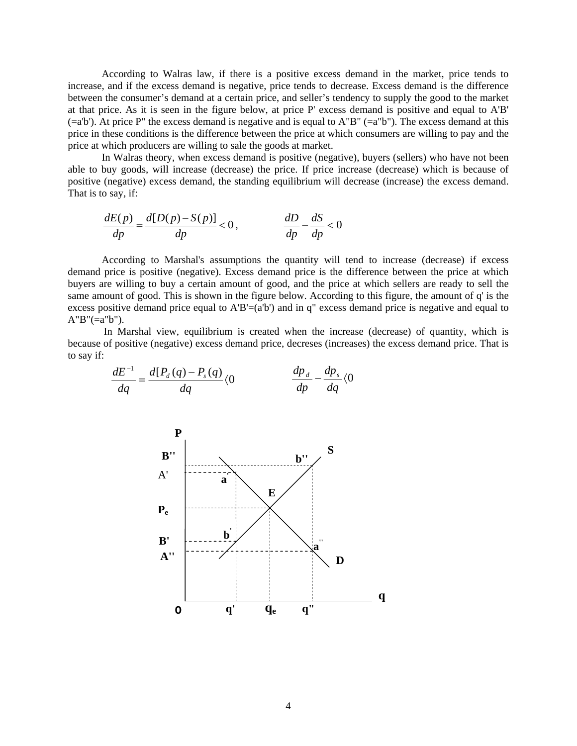According to Walras law, if there is a positive excess demand in the market, price tends to increase, and if the excess demand is negative, price tends to decrease. Excess demand is the difference between the consumer's demand at a certain price, and seller's tendency to supply the good to the market at that price. As it is seen in the figure below, at price P' excess demand is positive and equal to A'B' (=a'b'). At price P" the excess demand is negative and is equal to A"B" (=a"b"). The excess demand at this price in these conditions is the difference between the price at which consumers are willing to pay and the price at which producers are willing to sale the goods at market.

In Walras theory, when excess demand is positive (negative), buyers (sellers) who have not been able to buy goods, will increase (decrease) the price. If price increase (decrease) which is because of positive (negative) excess demand, the standing equilibrium will decrease (increase) the excess demand. That is to say, if:

$$\frac{dE(p)}{dp} = \frac{d[D(p) - S(p)]}{dp} < 0\,, \qquad \frac{dD}{dp} - \frac{dS}{dp} < 0$$

According to Marshal's assumptions the quantity will tend to increase (decrease) if excess demand price is positive (negative). Excess demand price is the difference between the price at which buyers are willing to buy a certain amount of good, and the price at which sellers are ready to sell the same amount of good. This is shown in the figure below. According to this figure, the amount of q' is the excess positive demand price equal to A'B'=(a'b') and in q" excess demand price is negative and equal to A"B"(=a"b").

In Marshal view, equilibrium is created when the increase (decrease) of quantity, which is because of positive (negative) excess demand price, decreses (increases) the excess demand price. That is to say if:

$$\frac{dE^{-1}}{dq} = \frac{d[P_d(q) - P_s(q)]}{dq} \langle 0 \qquad \frac{dp_d}{dp} - \frac{dp_s}{dq} \langle 0$$

P, B'', A', $P_e$, B', A'', S, b'', a', E, b', a'', D, q, O, q', $q_e$, q"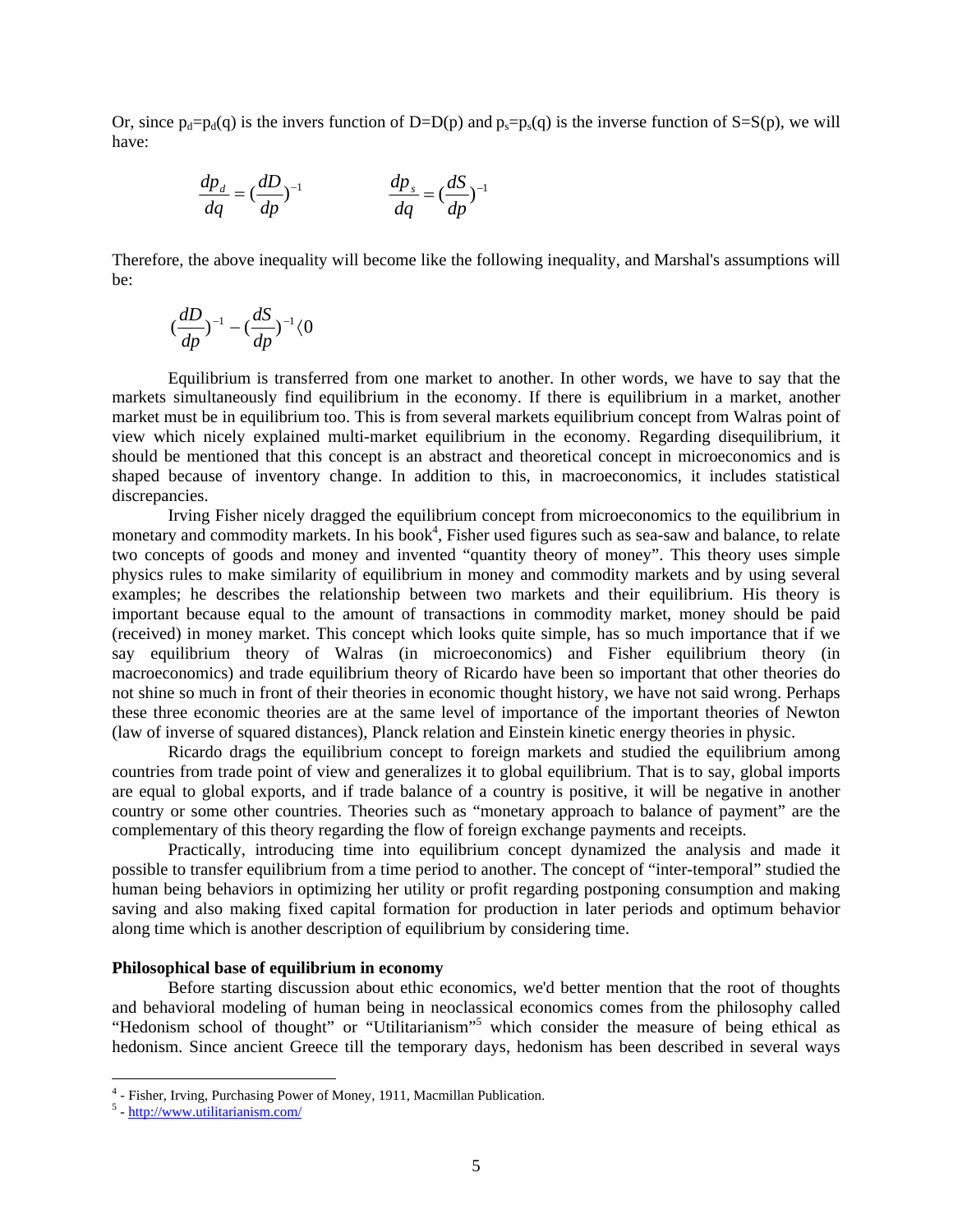Or, since $p_d=p_d(q)$ is the invers function of $D=D(p)$ and $p_s=p_s(q)$ is the inverse function of $S=S(p)$, we will have:

$$\frac{dp_d}{dq} = (\frac{dD}{dp})^{-1} \qquad\qquad \frac{dp_s}{dq} = (\frac{dS}{dp})^{-1}$$

Therefore, the above inequality will become like the following inequality, and Marshal's assumptions will be:

$$(\frac{dD}{dp})^{-1} - (\frac{dS}{dp})^{-1} \langle 0$$

Equilibrium is transferred from one market to another. In other words, we have to say that the markets simultaneously find equilibrium in the economy. If there is equilibrium in a market, another market must be in equilibrium too. This is from several markets equilibrium concept from Walras point of view which nicely explained multi-market equilibrium in the economy. Regarding disequilibrium, it should be mentioned that this concept is an abstract and theoretical concept in microeconomics and is shaped because of inventory change. In addition to this, in macroeconomics, it includes statistical discrepancies.

Irving Fisher nicely dragged the equilibrium concept from microeconomics to the equilibrium in monetary and commodity markets. In his book[4], Fisher used figures such as sea-saw and balance, to relate two concepts of goods and money and invented "quantity theory of money". This theory uses simple physics rules to make similarity of equilibrium in money and commodity markets and by using several examples; he describes the relationship between two markets and their equilibrium. His theory is important because equal to the amount of transactions in commodity market, money should be paid (received) in money market. This concept which looks quite simple, has so much importance that if we say equilibrium theory of Walras (in microeconomics) and Fisher equilibrium theory (in macroeconomics) and trade equilibrium theory of Ricardo have been so important that other theories do not shine so much in front of their theories in economic thought history, we have not said wrong. Perhaps these three economic theories are at the same level of importance of the important theories of Newton (law of inverse of squared distances), Planck relation and Einstein kinetic energy theories in physic.

Ricardo drags the equilibrium concept to foreign markets and studied the equilibrium among countries from trade point of view and generalizes it to global equilibrium. That is to say, global imports are equal to global exports, and if trade balance of a country is positive, it will be negative in another country or some other countries. Theories such as "monetary approach to balance of payment" are the complementary of this theory regarding the flow of foreign exchange payments and receipts.

Practically, introducing time into equilibrium concept dynamized the analysis and made it possible to transfer equilibrium from a time period to another. The concept of "inter-temporal" studied the human being behaviors in optimizing her utility or profit regarding postponing consumption and making saving and also making fixed capital formation for production in later periods and optimum behavior along time which is another description of equilibrium by considering time.

**Philosophical base of equilibrium in economy**

Before starting discussion about ethic economics, we'd better mention that the root of thoughts and behavioral modeling of human being in neoclassical economics comes from the philosophy called "Hedonism school of thought" or "Utilitarianism"[5] which consider the measure of being ethical as hedonism. Since ancient Greece till the temporary days, hedonism has been described in several ways

---

[4] - Fisher, Irving, Purchasing Power of Money, 1911, Macmillan Publication.

[5] - http://www.utilitarianism.com/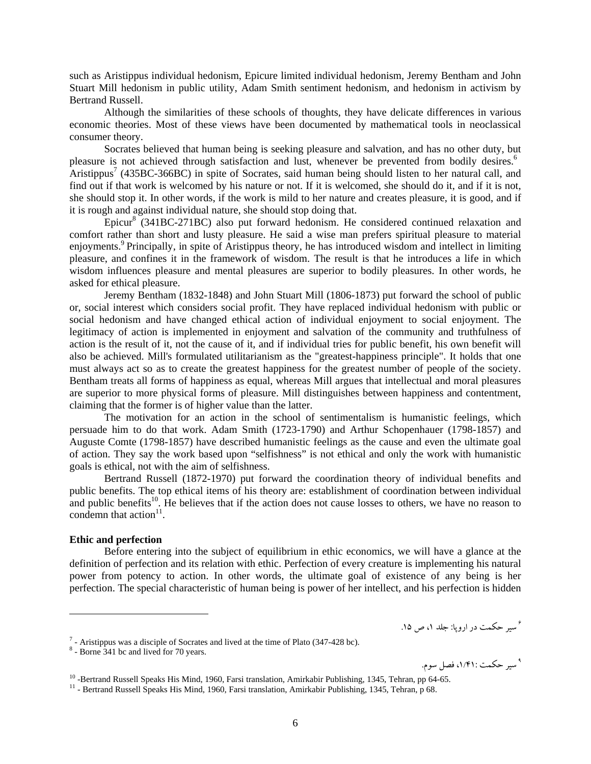such as Aristippus individual hedonism, Epicure limited individual hedonism, Jeremy Bentham and John Stuart Mill hedonism in public utility, Adam Smith sentiment hedonism, and hedonism in activism by Bertrand Russell.

Although the similarities of these schools of thoughts, they have delicate differences in various economic theories. Most of these views have been documented by mathematical tools in neoclassical consumer theory.

Socrates believed that human being is seeking pleasure and salvation, and has no other duty, but pleasure is not achieved through satisfaction and lust, whenever be prevented from bodily desires.[6] Aristippus[7] (435BC-366BC) in spite of Socrates, said human being should listen to her natural call, and find out if that work is welcomed by his nature or not. If it is welcomed, she should do it, and if it is not, she should stop it. In other words, if the work is mild to her nature and creates pleasure, it is good, and if it is rough and against individual nature, she should stop doing that.

Epicur[8] (341BC-271BC) also put forward hedonism. He considered continued relaxation and comfort rather than short and lusty pleasure. He said a wise man prefers spiritual pleasure to material enjoyments.[9] Principally, in spite of Aristippus theory, he has introduced wisdom and intellect in limiting pleasure, and confines it in the framework of wisdom. The result is that he introduces a life in which wisdom influences pleasure and mental pleasures are superior to bodily pleasures. In other words, he asked for ethical pleasure.

Jeremy Bentham (1832-1848) and John Stuart Mill (1806-1873) put forward the school of public or, social interest which considers social profit. They have replaced individual hedonism with public or social hedonism and have changed ethical action of individual enjoyment to social enjoyment. The legitimacy of action is implemented in enjoyment and salvation of the community and truthfulness of action is the result of it, not the cause of it, and if individual tries for public benefit, his own benefit will also be achieved. Mill's formulated utilitarianism as the "greatest-happiness principle". It holds that one must always act so as to create the greatest happiness for the greatest number of people of the society. Bentham treats all forms of happiness as equal, whereas Mill argues that intellectual and moral pleasures are superior to more physical forms of pleasure. Mill distinguishes between happiness and contentment, claiming that the former is of higher value than the latter.

The motivation for an action in the school of sentimentalism is humanistic feelings, which persuade him to do that work. Adam Smith (1723-1790) and Arthur Schopenhauer (1798-1857) and Auguste Comte (1798-1857) have described humanistic feelings as the cause and even the ultimate goal of action. They say the work based upon "selfishness" is not ethical and only the work with humanistic goals is ethical, not with the aim of selfishness.

Bertrand Russell (1872-1970) put forward the coordination theory of individual benefits and public benefits. The top ethical items of his theory are: establishment of coordination between individual and public benefits[10]. He believes that if the action does not cause losses to others, we have no reason to condemn that action[11].

**Ethic and perfection**

Before entering into the subject of equilibrium in ethic economics, we will have a glance at the definition of perfection and its relation with ethic. Perfection of every creature is implementing his natural power from potency to action. In other words, the ultimate goal of existence of any being is her perfection. The special characteristic of human being is power of her intellect, and his perfection is hidden

---

[6] سیر حکمت در اروپا: جلد ۱، ص ۱۵.

[7] - Aristippus was a disciple of Socrates and lived at the time of Plato (347-428 bc).

[8] - Borne 341 bc and lived for 70 years.

[9] سیر حکمت: ۱/۴۱، فصل سوم.

[10] -Bertrand Russell Speaks His Mind, 1960, Farsi translation, Amirkabir Publishing, 1345, Tehran, pp 64-65.

[11] - Bertrand Russell Speaks His Mind, 1960, Farsi translation, Amirkabir Publishing, 1345, Tehran, p 68.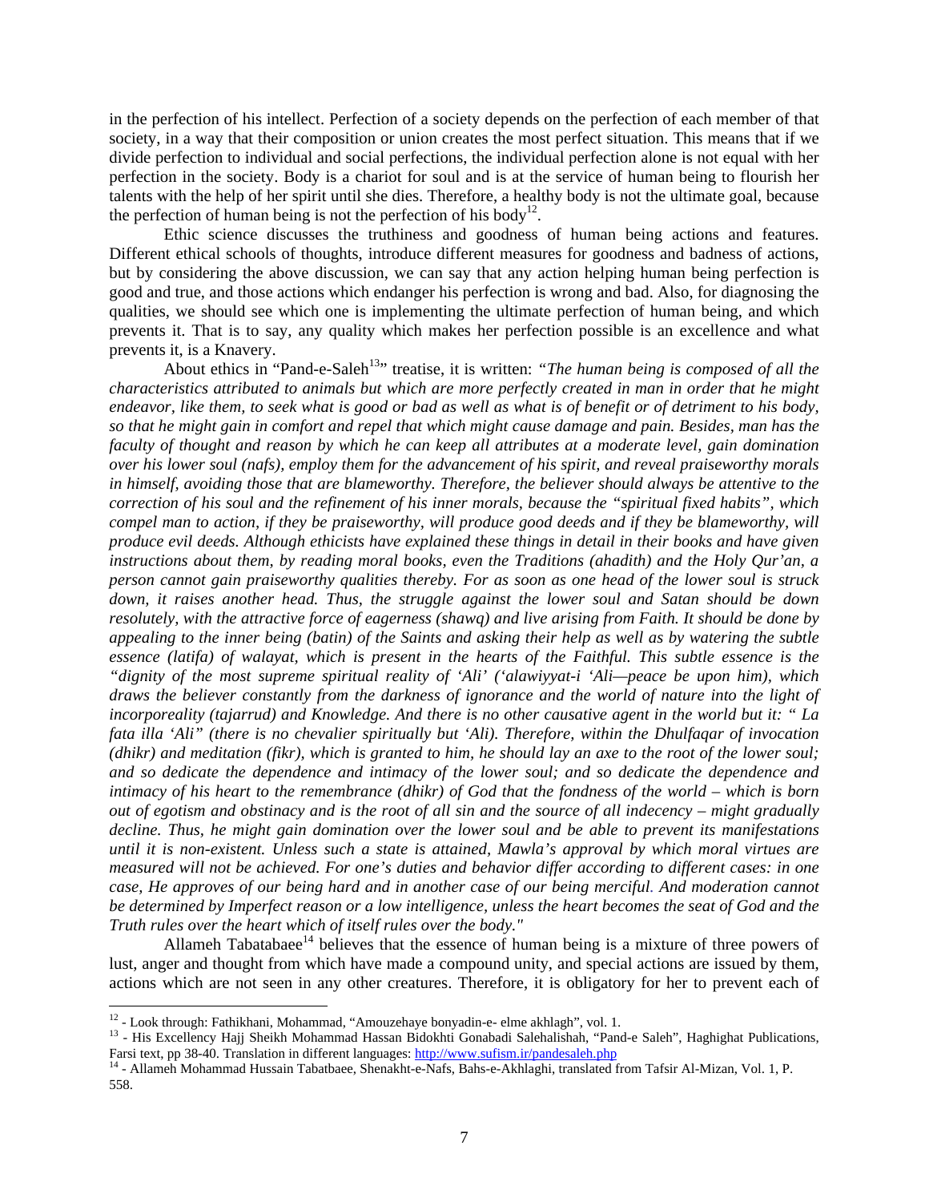in the perfection of his intellect. Perfection of a society depends on the perfection of each member of that society, in a way that their composition or union creates the most perfect situation. This means that if we divide perfection to individual and social perfections, the individual perfection alone is not equal with her perfection in the society. Body is a chariot for soul and is at the service of human being to flourish her talents with the help of her spirit until she dies. Therefore, a healthy body is not the ultimate goal, because the perfection of human being is not the perfection of his body[12].

Ethic science discusses the truthiness and goodness of human being actions and features. Different ethical schools of thoughts, introduce different measures for goodness and badness of actions, but by considering the above discussion, we can say that any action helping human being perfection is good and true, and those actions which endanger his perfection is wrong and bad. Also, for diagnosing the qualities, we should see which one is implementing the ultimate perfection of human being, and which prevents it. That is to say, any quality which makes her perfection possible is an excellence and what prevents it, is a Knavery.

About ethics in "Pand-e-Saleh[13]" treatise, it is written: *"The human being is composed of all the characteristics attributed to animals but which are more perfectly created in man in order that he might endeavor, like them, to seek what is good or bad as well as what is of benefit or of detriment to his body, so that he might gain in comfort and repel that which might cause damage and pain. Besides, man has the faculty of thought and reason by which he can keep all attributes at a moderate level, gain domination over his lower soul (nafs), employ them for the advancement of his spirit, and reveal praiseworthy morals in himself, avoiding those that are blameworthy. Therefore, the believer should always be attentive to the correction of his soul and the refinement of his inner morals, because the "spiritual fixed habits", which compel man to action, if they be praiseworthy, will produce good deeds and if they be blameworthy, will produce evil deeds. Although ethicists have explained these things in detail in their books and have given instructions about them, by reading moral books, even the Traditions (ahadith) and the Holy Qur'an, a person cannot gain praiseworthy qualities thereby. For as soon as one head of the lower soul is struck down, it raises another head. Thus, the struggle against the lower soul and Satan should be down resolutely, with the attractive force of eagerness (shawq) and live arising from Faith. It should be done by appealing to the inner being (batin) of the Saints and asking their help as well as by watering the subtle essence (latifa) of walayat, which is present in the hearts of the Faithful. This subtle essence is the "dignity of the most supreme spiritual reality of 'Ali' ('alawiyyat-i 'Ali—peace be upon him), which draws the believer constantly from the darkness of ignorance and the world of nature into the light of incorporeality (tajarrud) and Knowledge. And there is no other causative agent in the world but it: " La fata illa 'Ali" (there is no chevalier spiritually but 'Ali). Therefore, within the Dhulfaqar of invocation (dhikr) and meditation (fikr), which is granted to him, he should lay an axe to the root of the lower soul; and so dedicate the dependence and intimacy of the lower soul; and so dedicate the dependence and intimacy of his heart to the remembrance (dhikr) of God that the fondness of the world – which is born out of egotism and obstinacy and is the root of all sin and the source of all indecency – might gradually decline. Thus, he might gain domination over the lower soul and be able to prevent its manifestations until it is non-existent. Unless such a state is attained, Mawla's approval by which moral virtues are measured will not be achieved. For one's duties and behavior differ according to different cases: in one case, He approves of our being hard and in another case of our being merciful. And moderation cannot be determined by Imperfect reason or a low intelligence, unless the heart becomes the seat of God and the Truth rules over the heart which of itself rules over the body."*

Allameh Tabatabaee[14] believes that the essence of human being is a mixture of three powers of lust, anger and thought from which have made a compound unity, and special actions are issued by them, actions which are not seen in any other creatures. Therefore, it is obligatory for her to prevent each of

---

[12] - Look through: Fathikhani, Mohammad, "Amouzehaye bonyadin-e- elme akhlagh", vol. 1.

[13] - His Excellency Hajj Sheikh Mohammad Hassan Bidokhti Gonabadi Salehalishah, "Pand-e Saleh", Haghighat Publications, Farsi text, pp 38-40. Translation in different languages: http://www.sufism.ir/pandesaleh.php

[14] - Allameh Mohammad Hussain Tabatbaee, Shenakht-e-Nafs, Bahs-e-Akhlaghi, translated from Tafsir Al-Mizan, Vol. 1, P. 558.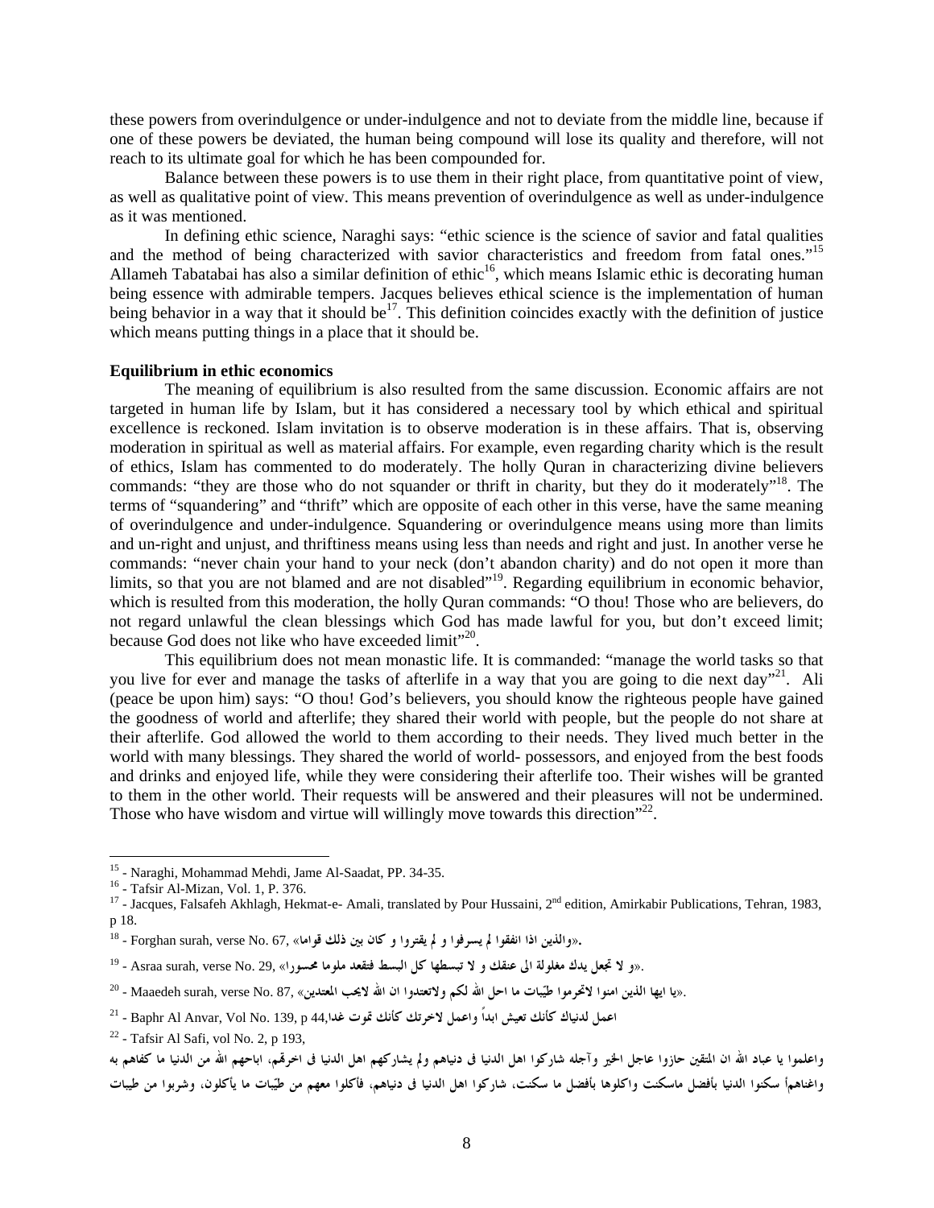these powers from overindulgence or under-indulgence and not to deviate from the middle line, because if one of these powers be deviated, the human being compound will lose its quality and therefore, will not reach to its ultimate goal for which he has been compounded for.

Balance between these powers is to use them in their right place, from quantitative point of view, as well as qualitative point of view. This means prevention of overindulgence as well as under-indulgence as it was mentioned.

In defining ethic science, Naraghi says: "ethic science is the science of savior and fatal qualities and the method of being characterized with savior characteristics and freedom from fatal ones."[15] Allameh Tabatabai has also a similar definition of ethic[16], which means Islamic ethic is decorating human being essence with admirable tempers. Jacques believes ethical science is the implementation of human being behavior in a way that it should be[17]. This definition coincides exactly with the definition of justice which means putting things in a place that it should be.

**Equilibrium in ethic economics**

The meaning of equilibrium is also resulted from the same discussion. Economic affairs are not targeted in human life by Islam, but it has considered a necessary tool by which ethical and spiritual excellence is reckoned. Islam invitation is to observe moderation is in these affairs. That is, observing moderation in spiritual as well as material affairs. For example, even regarding charity which is the result of ethics, Islam has commented to do moderately. The holly Quran in characterizing divine believers commands: "they are those who do not squander or thrift in charity, but they do it moderately"[18]. The terms of "squandering" and "thrift" which are opposite of each other in this verse, have the same meaning of overindulgence and under-indulgence. Squandering or overindulgence means using more than limits and un-right and unjust, and thriftiness means using less than needs and right and just. In another verse he commands: "never chain your hand to your neck (don't abandon charity) and do not open it more than limits, so that you are not blamed and are not disabled"[19]. Regarding equilibrium in economic behavior, which is resulted from this moderation, the holly Quran commands: "O thou! Those who are believers, do not regard unlawful the clean blessings which God has made lawful for you, but don't exceed limit; because God does not like who have exceeded limit"[20].

This equilibrium does not mean monastic life. It is commanded: "manage the world tasks so that you live for ever and manage the tasks of afterlife in a way that you are going to die next day"[21]. Ali (peace be upon him) says: "O thou! God's believers, you should know the righteous people have gained the goodness of world and afterlife; they shared their world with people, but the people do not share at their afterlife. God allowed the world to them according to their needs. They lived much better in the world with many blessings. They shared the world of world- possessors, and enjoyed from the best foods and drinks and enjoyed life, while they were considering their afterlife too. Their wishes will be granted to them in the other world. Their requests will be answered and their pleasures will not be undermined. Those who have wisdom and virtue will willingly move towards this direction"[22].

---

[15] - Naraghi, Mohammad Mehdi, Jame Al-Saadat, PP. 34-35.

[16] - Tafsir Al-Mizan, Vol. 1, P. 376.

[17] - Jacques, Falsafeh Akhlagh, Hekmat-e- Amali, translated by Pour Hussaini, 2nd edition, Amirkabir Publications, Tehran, 1983, p 18.

[18] - Forghan surah, verse No. 67, «والذين اذا انفقوا لم يسرفوا و لم يقتروا و كان بين ذلك قواما».

[19] - Asraa surah, verse No. 29, «و لا تجعل يدك مغلولة الى عنقك و لا تبسطها كل البسط فتقعد ملوما محسورا».

[20] - Maaedeh surah, verse No. 87, «يا ايها الذين امنوا لاتحرموا طيّبات ما احل الله لكم ولاتعتدوا ان الله لايحب المعتدين».

[21] - Baphr Al Anvar, Vol No. 139, p 44,اعمل لدنياك كأنك تعيش ابداً واعمل لاخرتك كأنك تموت غدا

[22] - Tafsir Al Safi, vol No. 2, p 193,

واعلموا يا عباد الله ان المتقين حازوا عاجل الخير وآجله شاركوا اهل الدنيا فى دنياهم ولم يشاركهم اهل الدنيا فى اخرتهم، اباحهم الله من الدنيا ما كفاهم به واغناهمأ سكنوا الدنيا بأفضل ماسكنت واكلوها بأفضل ما سكنت، شاركوا اهل الدنيا فى دنياهم، فأكلوا معهم من طيّبات ما يأكلون، وشربوا من طيبات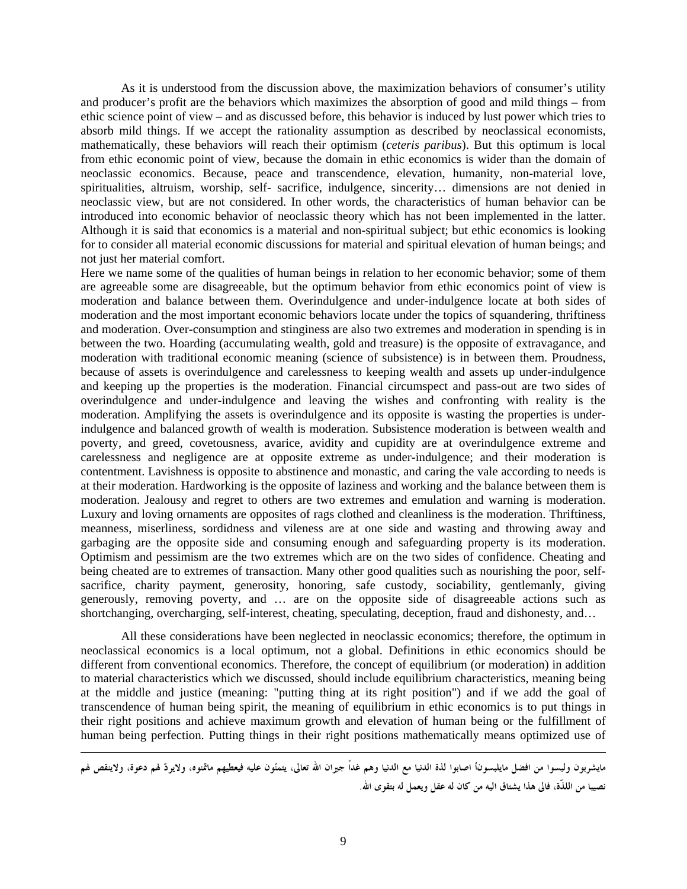As it is understood from the discussion above, the maximization behaviors of consumer's utility and producer's profit are the behaviors which maximizes the absorption of good and mild things – from ethic science point of view – and as discussed before, this behavior is induced by lust power which tries to absorb mild things. If we accept the rationality assumption as described by neoclassical economists, mathematically, these behaviors will reach their optimism (*ceteris paribus*). But this optimum is local from ethic economic point of view, because the domain in ethic economics is wider than the domain of neoclassic economics. Because, peace and transcendence, elevation, humanity, non-material love, spiritualities, altruism, worship, self- sacrifice, indulgence, sincerity… dimensions are not denied in neoclassic view, but are not considered. In other words, the characteristics of human behavior can be introduced into economic behavior of neoclassic theory which has not been implemented in the latter. Although it is said that economics is a material and non-spiritual subject; but ethic economics is looking for to consider all material economic discussions for material and spiritual elevation of human beings; and not just her material comfort.

Here we name some of the qualities of human beings in relation to her economic behavior; some of them are agreeable some are disagreeable, but the optimum behavior from ethic economics point of view is moderation and balance between them. Overindulgence and under-indulgence locate at both sides of moderation and the most important economic behaviors locate under the topics of squandering, thriftiness and moderation. Over-consumption and stinginess are also two extremes and moderation in spending is in between the two. Hoarding (accumulating wealth, gold and treasure) is the opposite of extravagance, and moderation with traditional economic meaning (science of subsistence) is in between them. Proudness, because of assets is overindulgence and carelessness to keeping wealth and assets up under-indulgence and keeping up the properties is the moderation. Financial circumspect and pass-out are two sides of overindulgence and under-indulgence and leaving the wishes and confronting with reality is the moderation. Amplifying the assets is overindulgence and its opposite is wasting the properties is under-indulgence and balanced growth of wealth is moderation. Subsistence moderation is between wealth and poverty, and greed, covetousness, avarice, avidity and cupidity are at overindulgence extreme and carelessness and negligence are at opposite extreme as under-indulgence; and their moderation is contentment. Lavishness is opposite to abstinence and monastic, and caring the vale according to needs is at their moderation. Hardworking is the opposite of laziness and working and the balance between them is moderation. Jealousy and regret to others are two extremes and emulation and warning is moderation. Luxury and loving ornaments are opposites of rags clothed and cleanliness is the moderation. Thriftiness, meanness, miserliness, sordidness and vileness are at one side and wasting and throwing away and garbaging are the opposite side and consuming enough and safeguarding property is its moderation. Optimism and pessimism are the two extremes which are on the two sides of confidence. Cheating and being cheated are to extremes of transaction. Many other good qualities such as nourishing the poor, self-sacrifice, charity payment, generosity, honoring, safe custody, sociability, gentlemanly, giving generously, removing poverty, and … are on the opposite side of disagreeable actions such as shortchanging, overcharging, self-interest, cheating, speculating, deception, fraud and dishonesty, and…

All these considerations have been neglected in neoclassic economics; therefore, the optimum in neoclassical economics is a local optimum, not a global. Definitions in ethic economics should be different from conventional economics. Therefore, the concept of equilibrium (or moderation) in addition to material characteristics which we discussed, should include equilibrium characteristics, meaning being at the middle and justice (meaning: "putting thing at its right position") and if we add the goal of transcendence of human being spirit, the meaning of equilibrium in ethic economics is to put things in their right positions and achieve maximum growth and elevation of human being or the fulfillment of human being perfection. Putting things in their right positions mathematically means optimized use of

---

مایشربون ولبسوا من افضل مایلبسونأ اصابوا لذة الدنیا مع الدنیا وهم غداً جیران الله تعالی، یتمنّون علیه فیعطیهم ماتمنوه، ولایردّ لهم دعوة، ولاینقص لهم نصیبا من اللذّة، فالی هذا یشتاق الیه من کان له عقل ویعمل له بتقوی الله.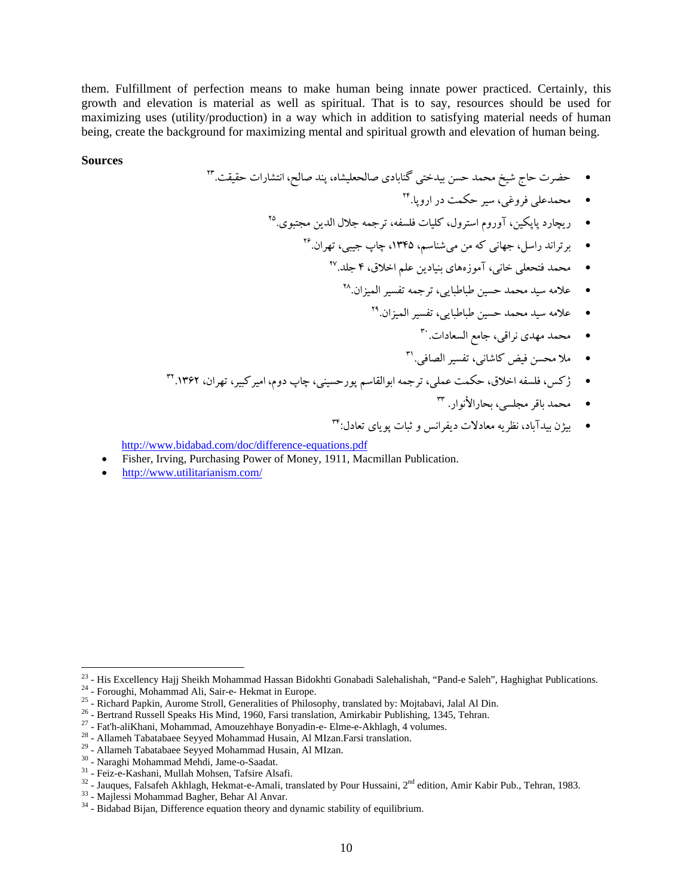them. Fulfillment of perfection means to make human being innate power practiced. Certainly, this growth and elevation is material as well as spiritual. That is to say, resources should be used for maximizing uses (utility/production) in a way which in addition to satisfying material needs of human being, create the background for maximizing mental and spiritual growth and elevation of human being.

**Sources**

- حضرت حاج شیخ محمد حسن بیدختی گنابادی صالحعلیشاه، پند صالح، انتشارات حقیقت.[۲۳]
- محمدعلی فروغی، سیر حکمت در اروپا.[۲۴]
- ریچارد پاپکین، آوروم استرول، کلیات فلسفه، ترجمه جلال الدین مجتبوی.[۲۵]
- برتراند راسل، جهانی که من می‌شناسم، ۱۳۴۵، چاپ جیبی، تهران.[۲۶]
- محمد فتحعلی خانی، آموزه‌های بنیادین علم اخلاق، ۴ جلد.[۲۷]
- علامه سید محمد حسین طباطبایی، ترجمه تفسیر المیزان.[۲۸]
- علامه سید محمد حسین طباطبایی، تفسیر المیزان.[۲۹]
- محمد مهدی نراقی، جامع السعادات.[۳۰]
- ملا محسن فیض کاشانی، تفسیر الصافی.[۳۱]
- ژکس، فلسفه اخلاق، حکمت عملی، ترجمه ابوالقاسم پورحسینی، چاپ دوم، امیرکبیر، تهران، ۱۳۶۲.[۳۲]
- محمد باقر مجلسی، بحارالأنوار.[۳۳]
- بیژن بیدآباد، نظریه معادلات دیفرانس و ثبات پویای تعادل:[۳۴]

  http://www.bidabad.com/doc/difference-equations.pdf
- Fisher, Irving, Purchasing Power of Money, 1911, Macmillan Publication.
- http://www.utilitarianism.com/

---

[23] - His Excellency Hajj Sheikh Mohammad Hassan Bidokhti Gonabadi Salehalishah, “Pand-e Saleh”, Haghighat Publications.

[24] - Foroughi, Mohammad Ali, Sair-e- Hekmat in Europe.

[25] - Richard Papkin, Aurome Stroll, Generalities of Philosophy, translated by: Mojtabavi, Jalal Al Din.

[26] - Bertrand Russell Speaks His Mind, 1960, Farsi translation, Amirkabir Publishing, 1345, Tehran.

[27] - Fat'h-aliKhani, Mohammad, Amouzehhaye Bonyadin-e- Elme-e-Akhlagh, 4 volumes.

[28] - Allameh Tabatabaee Seyyed Mohammad Husain, Al MIzan.Farsi translation.

[29] - Allameh Tabatabaee Seyyed Mohammad Husain, Al MIzan.

[30] - Naraghi Mohammad Mehdi, Jame-o-Saadat.

[31] - Feiz-e-Kashani, Mullah Mohsen, Tafsire Alsafi.

[32] - Jauques, Falsafeh Akhlagh, Hekmat-e-Amali, translated by Pour Hussaini, 2nd edition, Amir Kabir Pub., Tehran, 1983.

[33] - Majlessi Mohammad Bagher, Behar Al Anvar.

[34] - Bidabad Bijan, Difference equation theory and dynamic stability of equilibrium.